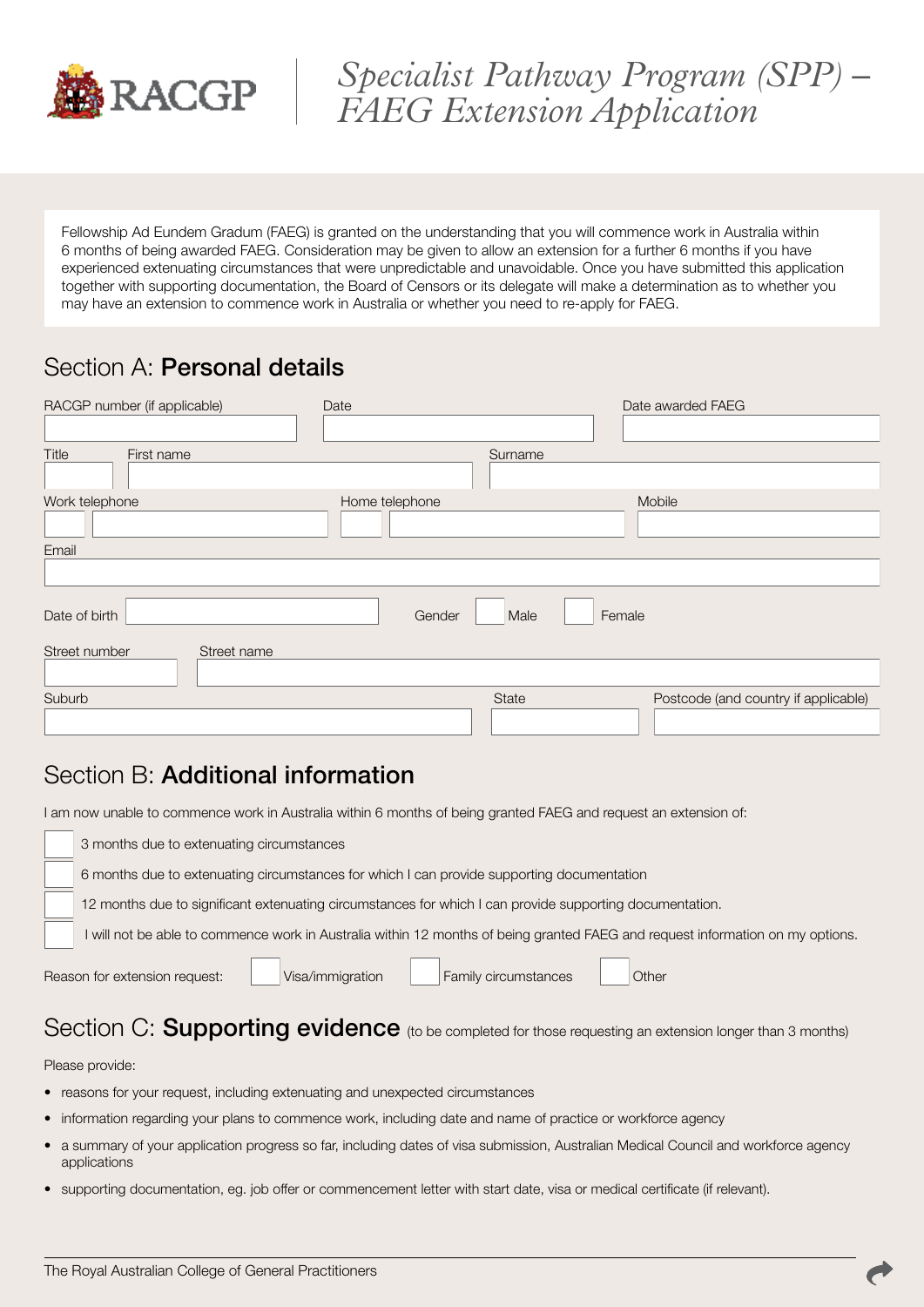RACGP

# *Specialist Pathway Program (SPP) – FAEG Extension Application*

Fellowship Ad Eundem Gradum (FAEG) is granted on the understanding that you will commence work in Australia within 6 months of being awarded FAEG. Consideration may be given to allow an extension for a further 6 months if you have experienced extenuating circumstances that were unpredictable and unavoidable. Once you have submitted this application together with supporting documentation, the Board of Censors or its delegate will make a determination as to whether you may have an extension to commence work in Australia or whether you need to re-apply for FAEG.

## Section A: **Personal details**

RACGP number (if applicable) ________ Date ________ Date awarded FAEG ________

Title ________ First name ________ Surname ________

Work telephone ________ Home telephone ________ Mobile ________

Email ________

Date of birth ________ Gender ☐ Male ☐ Female

Street number ________ Street name ________

Suburb ________ State ________ Postcode (and country if applicable) ________

## Section B: **Additional information**

I am now unable to commence work in Australia within 6 months of being granted FAEG and request an extension of:

☐ 3 months due to extenuating circumstances

☐ 6 months due to extenuating circumstances for which I can provide supporting documentation

☐ 12 months due to significant extenuating circumstances for which I can provide supporting documentation.

☐ I will not be able to commence work in Australia within 12 months of being granted FAEG and request information on my options.

Reason for extension request: ☐ Visa/immigration ☐ Family circumstances ☐ Other

## Section C: **Supporting evidence** (to be completed for those requesting an extension longer than 3 months)

Please provide:

- reasons for your request, including extenuating and unexpected circumstances
- information regarding your plans to commence work, including date and name of practice or workforce agency
- a summary of your application progress so far, including dates of visa submission, Australian Medical Council and workforce agency applications
- supporting documentation, eg. job offer or commencement letter with start date, visa or medical certificate (if relevant).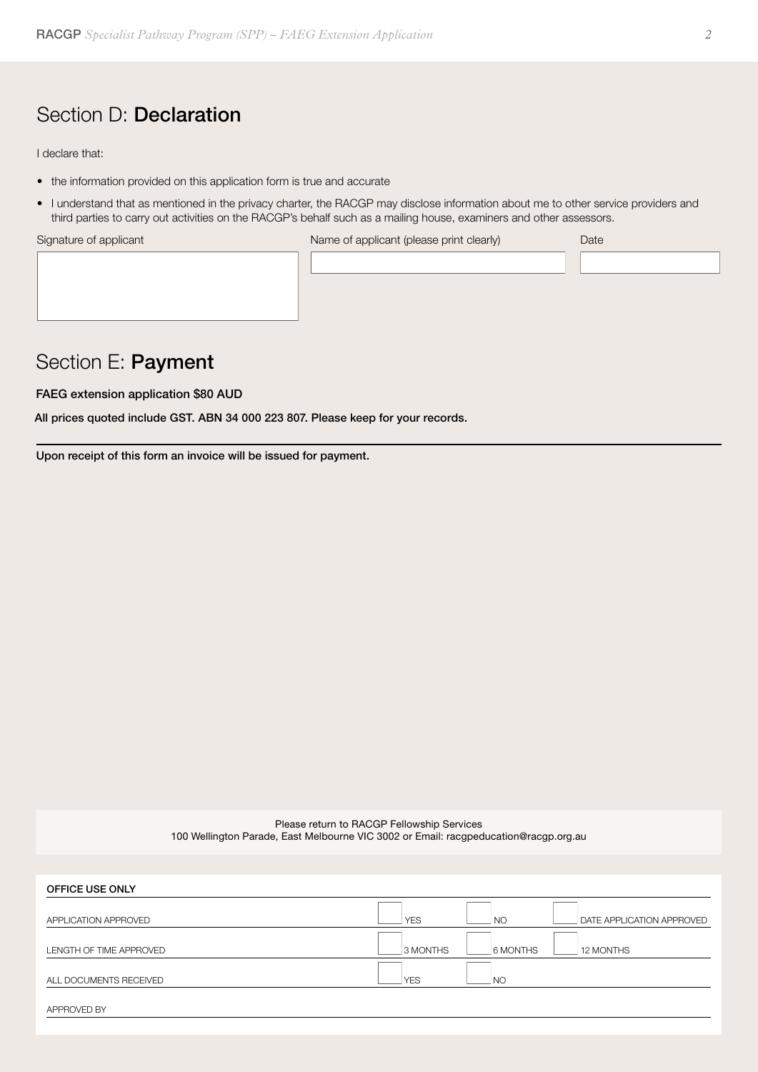## Section D: **Declaration**

I declare that:

- the information provided on this application form is true and accurate
- I understand that as mentioned in the privacy charter, the RACGP may disclose information about me to other service providers and third parties to carry out activities on the RACGP's behalf such as a mailing house, examiners and other assessors.

| Signature of applicant | Name of applicant (please print clearly) | Date |
| --- | --- | --- |
| | | |

## Section E: **Payment**

**FAEG extension application $80 AUD**

**All prices quoted include GST. ABN 34 000 223 807. Please keep for your records.**

**Upon receipt of this form an invoice will be issued for payment.**

Please return to RACGP Fellowship Services
100 Wellington Parade, East Melbourne VIC 3002 or Email: racgpeducation@racgp.org.au

**OFFICE USE ONLY**

| | | | |
| --- | --- | --- | --- |
| APPLICATION APPROVED | YES | NO | DATE APPLICATION APPROVED |
| LENGTH OF TIME APPROVED | 3 MONTHS | 6 MONTHS | 12 MONTHS |
| ALL DOCUMENTS RECEIVED | YES | NO | |
| APPROVED BY | | | |